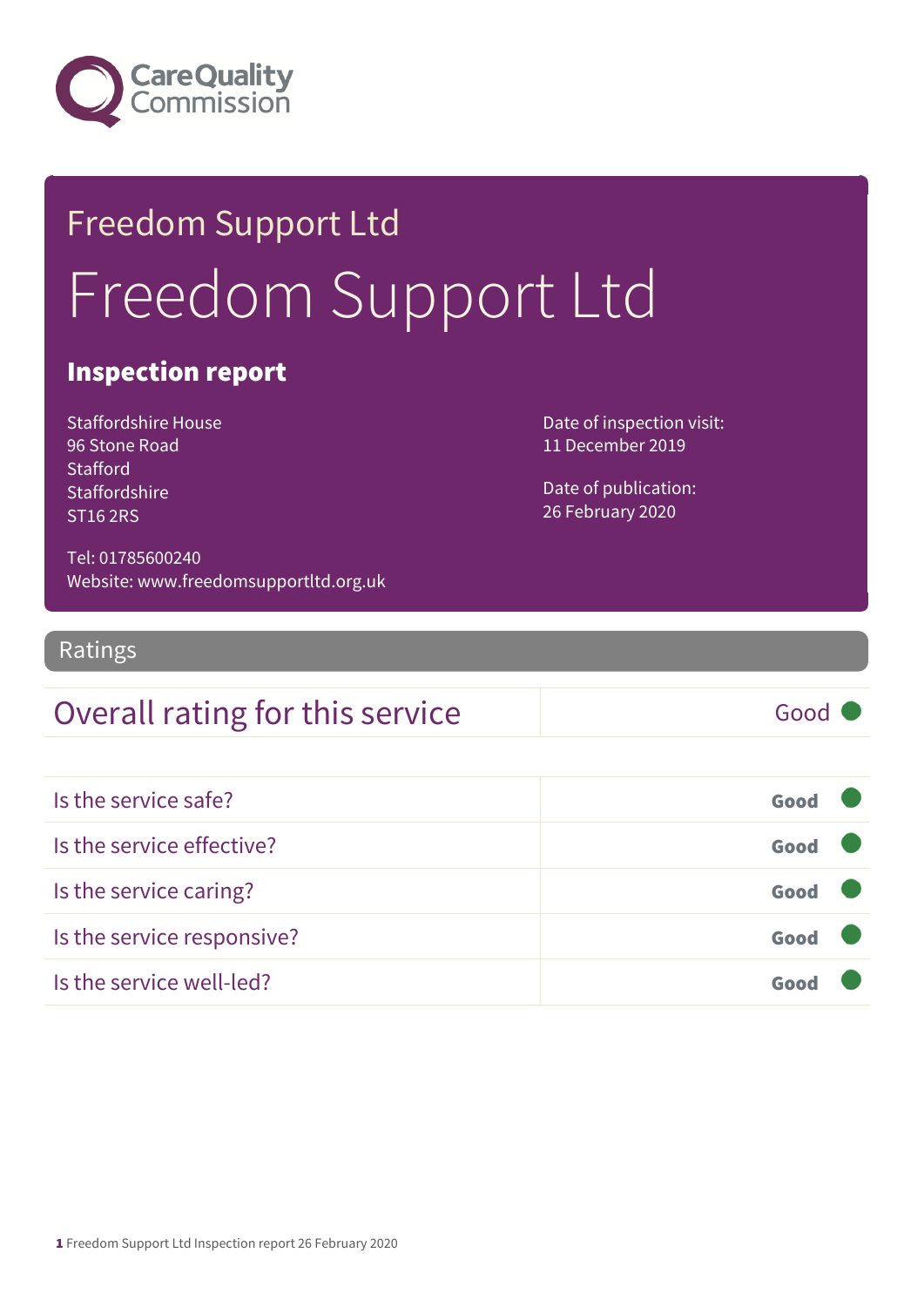Care Quality Commission

# Freedom Support Ltd

# Freedom Support Ltd

## Inspection report

Staffordshire House
96 Stone Road
Stafford
Staffordshire
ST16 2RS

Date of inspection visit:
11 December 2019

Date of publication:
26 February 2020

Tel: 01785600240
Website: www.freedomsupportltd.org.uk

## Ratings

| Overall rating for this service | Good |
| --- | --- |

| Is the service safe? | Good |
| --- | --- |
| Is the service effective? | Good |
| Is the service caring? | Good |
| Is the service responsive? | Good |
| Is the service well-led? | Good |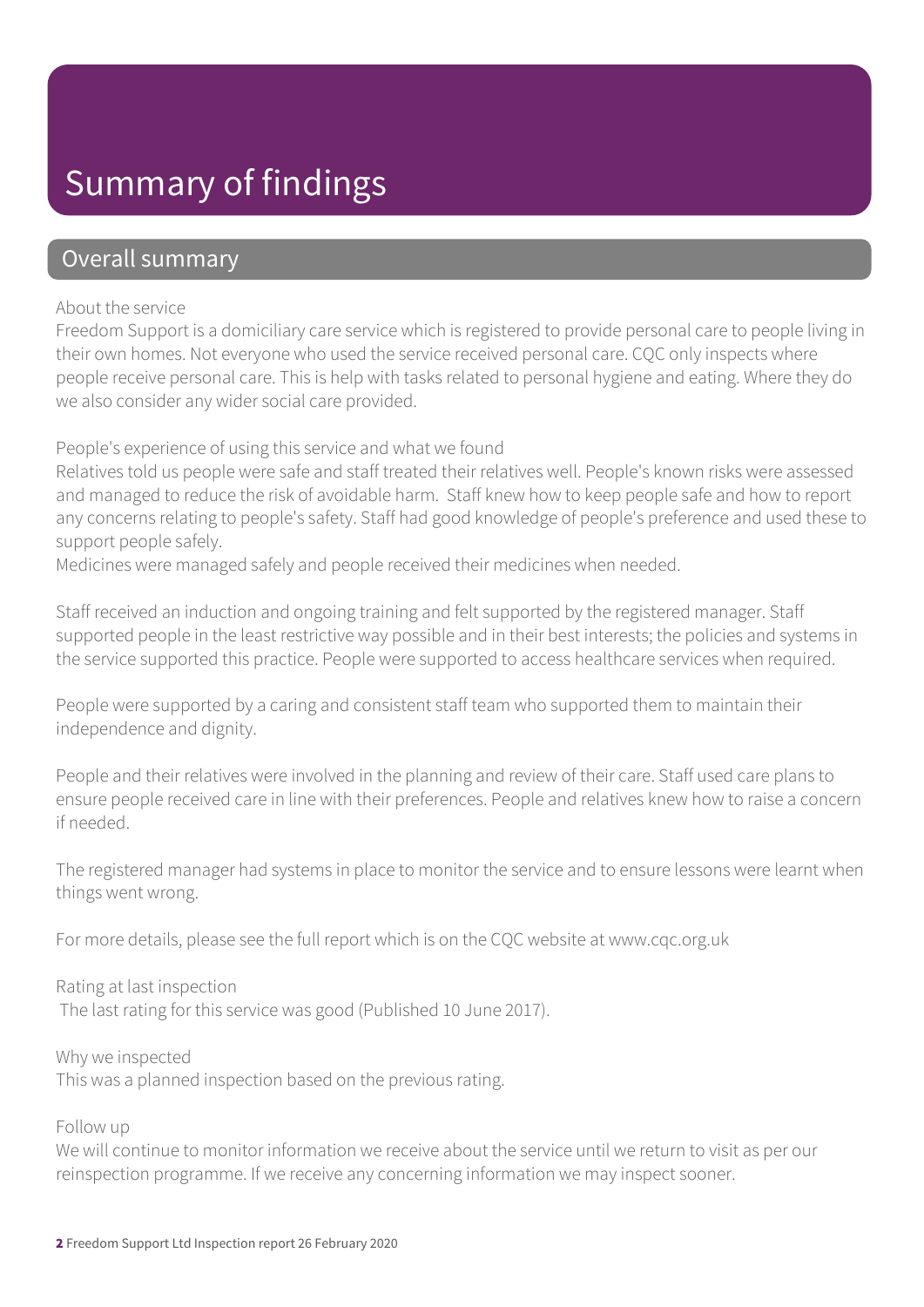# Summary of findings

## Overall summary

About the service

Freedom Support is a domiciliary care service which is registered to provide personal care to people living in their own homes. Not everyone who used the service received personal care. CQC only inspects where people receive personal care. This is help with tasks related to personal hygiene and eating. Where they do we also consider any wider social care provided.

People's experience of using this service and what we found

Relatives told us people were safe and staff treated their relatives well. People's known risks were assessed and managed to reduce the risk of avoidable harm. Staff knew how to keep people safe and how to report any concerns relating to people's safety. Staff had good knowledge of people's preference and used these to support people safely.

Medicines were managed safely and people received their medicines when needed.

Staff received an induction and ongoing training and felt supported by the registered manager. Staff supported people in the least restrictive way possible and in their best interests; the policies and systems in the service supported this practice. People were supported to access healthcare services when required.

People were supported by a caring and consistent staff team who supported them to maintain their independence and dignity.

People and their relatives were involved in the planning and review of their care. Staff used care plans to ensure people received care in line with their preferences. People and relatives knew how to raise a concern if needed.

The registered manager had systems in place to monitor the service and to ensure lessons were learnt when things went wrong.

For more details, please see the full report which is on the CQC website at www.cqc.org.uk

Rating at last inspection

The last rating for this service was good (Published 10 June 2017).

Why we inspected

This was a planned inspection based on the previous rating.

Follow up

We will continue to monitor information we receive about the service until we return to visit as per our reinspection programme. If we receive any concerning information we may inspect sooner.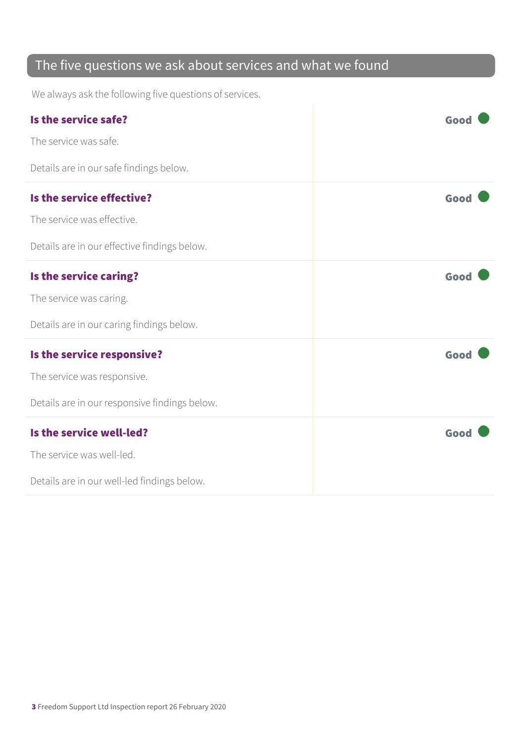## The five questions we ask about services and what we found

We always ask the following five questions of services.

| | |
|---|---|
| **Is the service safe?**<br><br>The service was safe.<br><br>Details are in our safe findings below. | **Good** |
| **Is the service effective?**<br><br>The service was effective.<br><br>Details are in our effective findings below. | **Good** |
| **Is the service caring?**<br><br>The service was caring.<br><br>Details are in our caring findings below. | **Good** |
| **Is the service responsive?**<br><br>The service was responsive.<br><br>Details are in our responsive findings below. | **Good** |
| **Is the service well-led?**<br><br>The service was well-led.<br><br>Details are in our well-led findings below. | **Good** |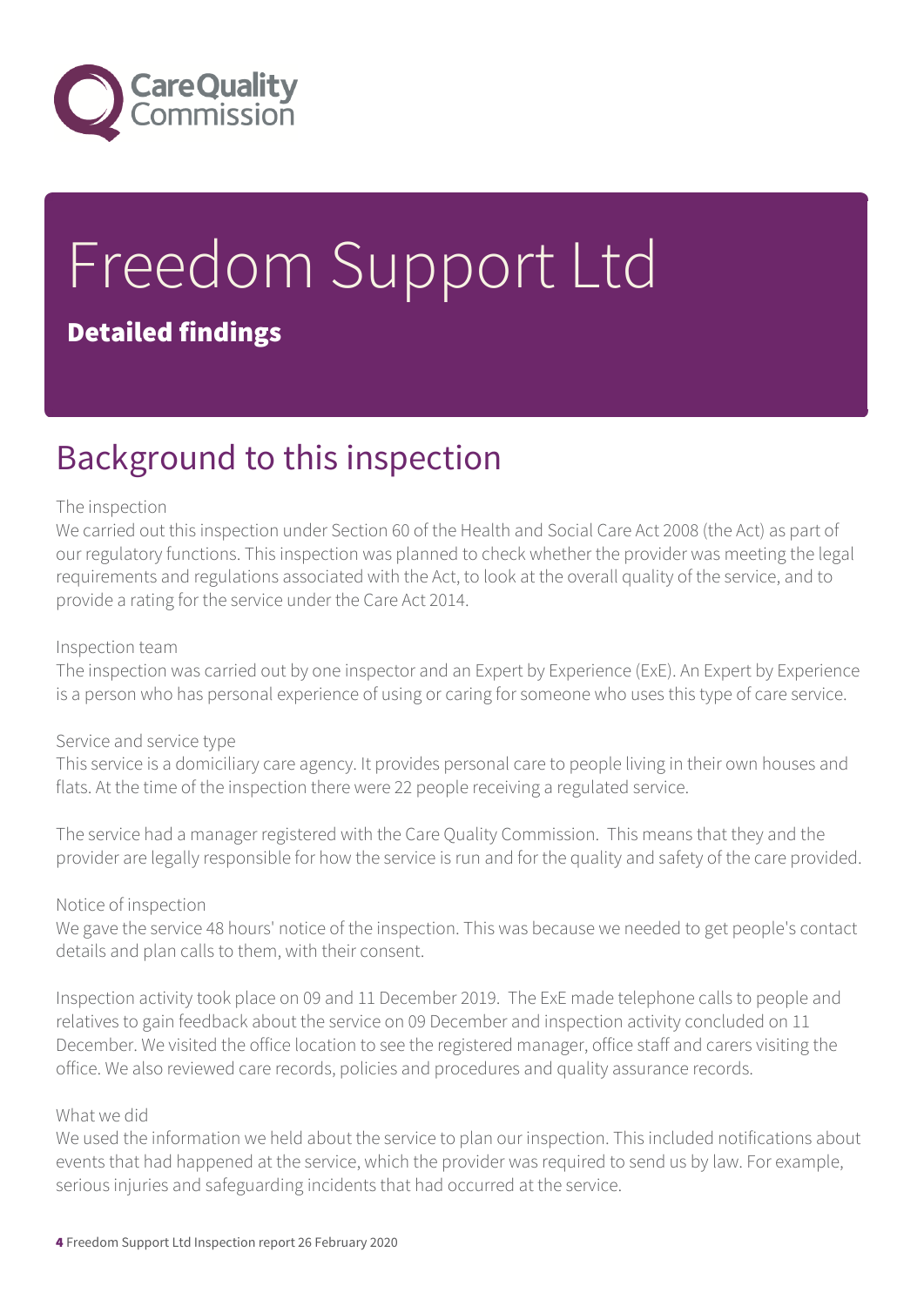# Freedom Support Ltd

**Detailed findings**

## Background to this inspection

The inspection

We carried out this inspection under Section 60 of the Health and Social Care Act 2008 (the Act) as part of our regulatory functions. This inspection was planned to check whether the provider was meeting the legal requirements and regulations associated with the Act, to look at the overall quality of the service, and to provide a rating for the service under the Care Act 2014.

Inspection team

The inspection was carried out by one inspector and an Expert by Experience (ExE). An Expert by Experience is a person who has personal experience of using or caring for someone who uses this type of care service.

Service and service type

This service is a domiciliary care agency. It provides personal care to people living in their own houses and flats. At the time of the inspection there were 22 people receiving a regulated service.

The service had a manager registered with the Care Quality Commission. This means that they and the provider are legally responsible for how the service is run and for the quality and safety of the care provided.

Notice of inspection

We gave the service 48 hours' notice of the inspection. This was because we needed to get people's contact details and plan calls to them, with their consent.

Inspection activity took place on 09 and 11 December 2019. The ExE made telephone calls to people and relatives to gain feedback about the service on 09 December and inspection activity concluded on 11 December. We visited the office location to see the registered manager, office staff and carers visiting the office. We also reviewed care records, policies and procedures and quality assurance records.

What we did

We used the information we held about the service to plan our inspection. This included notifications about events that had happened at the service, which the provider was required to send us by law. For example, serious injuries and safeguarding incidents that had occurred at the service.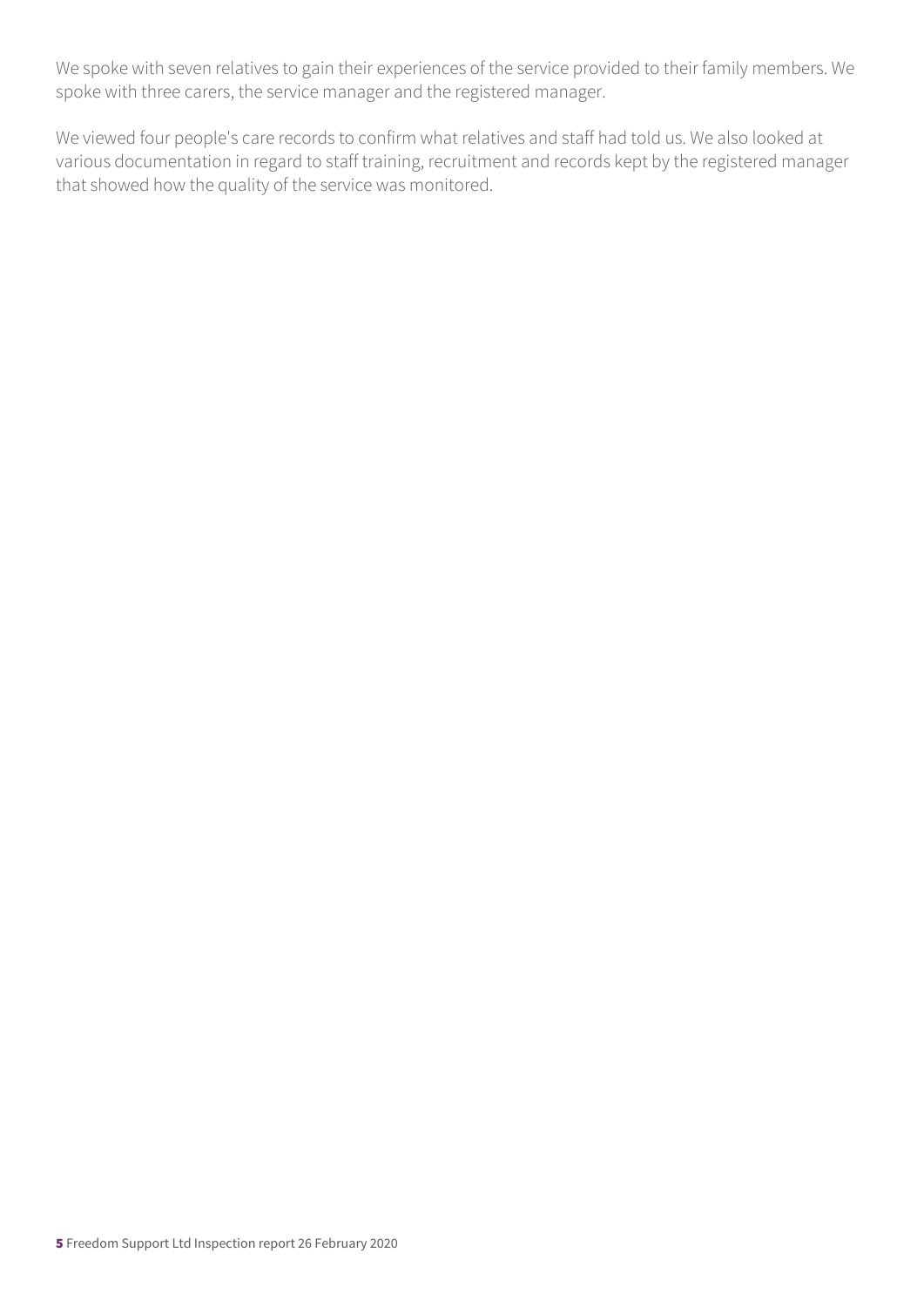We spoke with seven relatives to gain their experiences of the service provided to their family members. We spoke with three carers, the service manager and the registered manager.

We viewed four people's care records to confirm what relatives and staff had told us. We also looked at various documentation in regard to staff training, recruitment and records kept by the registered manager that showed how the quality of the service was monitored.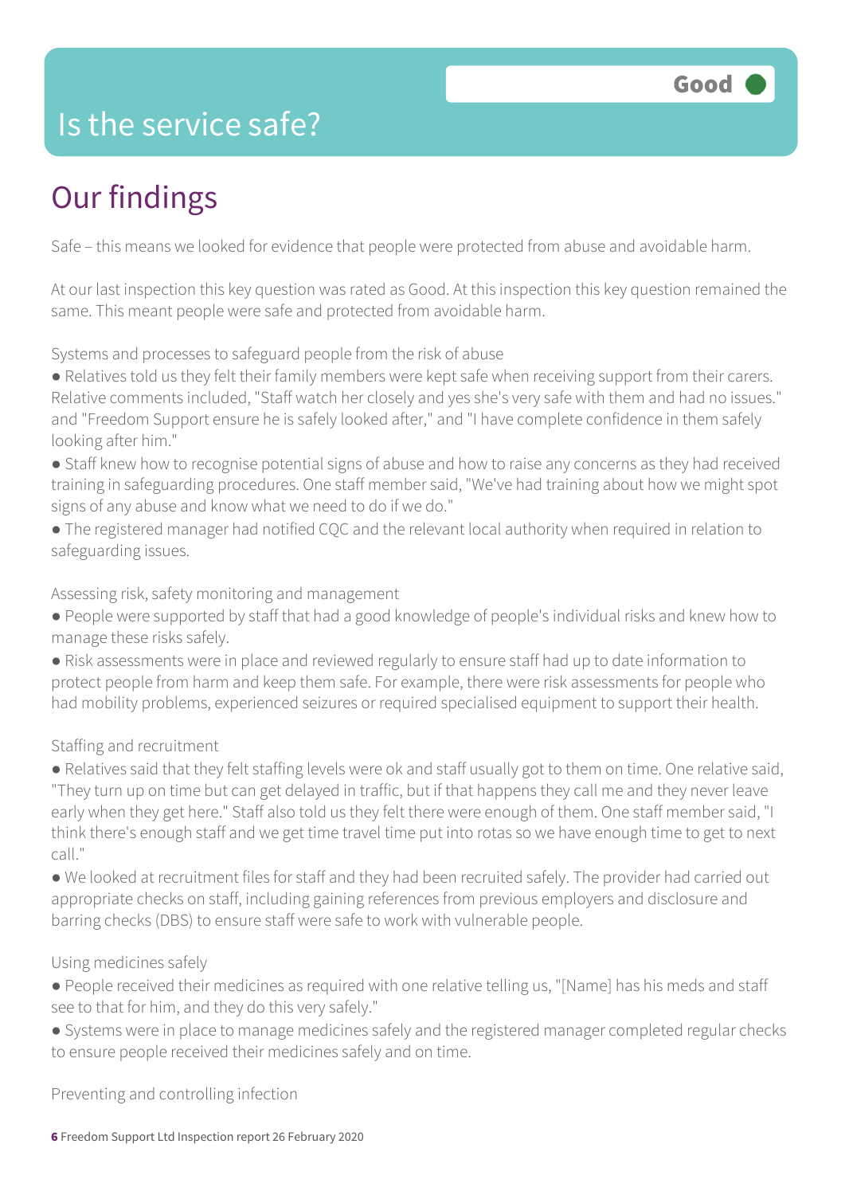# Is the service safe?

**Good**

## Our findings

Safe – this means we looked for evidence that people were protected from abuse and avoidable harm.

At our last inspection this key question was rated as Good. At this inspection this key question remained the same. This meant people were safe and protected from avoidable harm.

Systems and processes to safeguard people from the risk of abuse

- Relatives told us they felt their family members were kept safe when receiving support from their carers. Relative comments included, "Staff watch her closely and yes she's very safe with them and had no issues." and "Freedom Support ensure he is safely looked after," and "I have complete confidence in them safely looking after him."
- Staff knew how to recognise potential signs of abuse and how to raise any concerns as they had received training in safeguarding procedures. One staff member said, "We've had training about how we might spot signs of any abuse and know what we need to do if we do."
- The registered manager had notified CQC and the relevant local authority when required in relation to safeguarding issues.

Assessing risk, safety monitoring and management

- People were supported by staff that had a good knowledge of people's individual risks and knew how to manage these risks safely.
- Risk assessments were in place and reviewed regularly to ensure staff had up to date information to protect people from harm and keep them safe. For example, there were risk assessments for people who had mobility problems, experienced seizures or required specialised equipment to support their health.

Staffing and recruitment

- Relatives said that they felt staffing levels were ok and staff usually got to them on time. One relative said, "They turn up on time but can get delayed in traffic, but if that happens they call me and they never leave early when they get here." Staff also told us they felt there were enough of them. One staff member said, "I think there's enough staff and we get time travel time put into rotas so we have enough time to get to next call."
- We looked at recruitment files for staff and they had been recruited safely. The provider had carried out appropriate checks on staff, including gaining references from previous employers and disclosure and barring checks (DBS) to ensure staff were safe to work with vulnerable people.

Using medicines safely

- People received their medicines as required with one relative telling us, "[Name] has his meds and staff see to that for him, and they do this very safely."
- Systems were in place to manage medicines safely and the registered manager completed regular checks to ensure people received their medicines safely and on time.

Preventing and controlling infection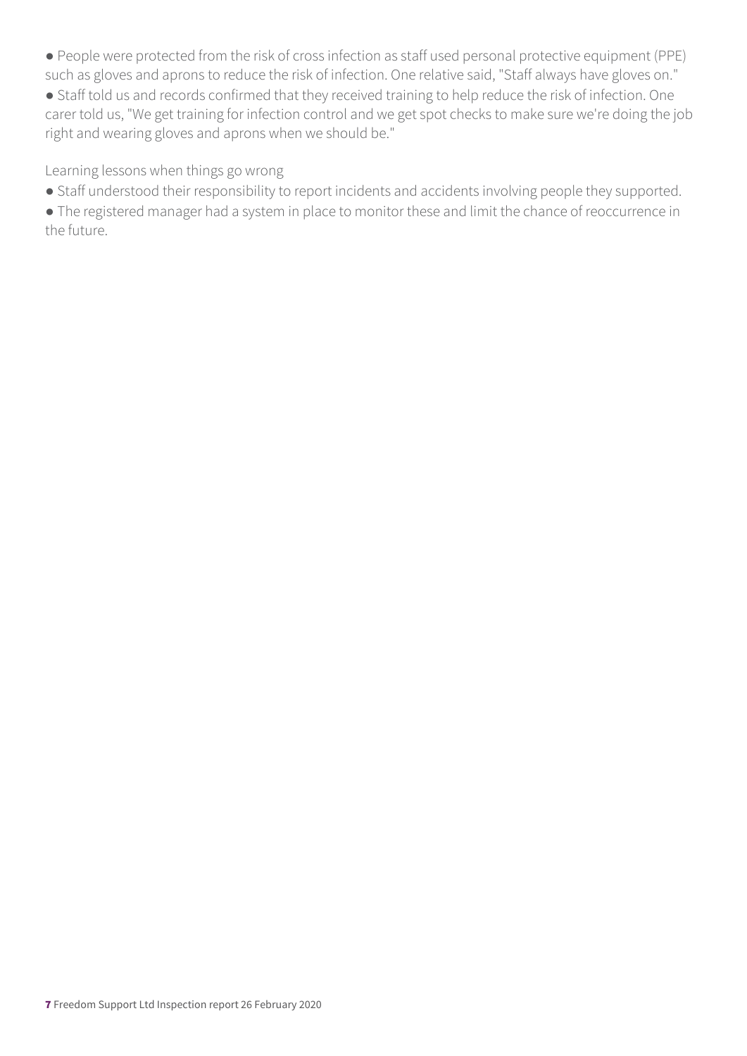- People were protected from the risk of cross infection as staff used personal protective equipment (PPE) such as gloves and aprons to reduce the risk of infection. One relative said, "Staff always have gloves on."
- Staff told us and records confirmed that they received training to help reduce the risk of infection. One carer told us, "We get training for infection control and we get spot checks to make sure we're doing the job right and wearing gloves and aprons when we should be."

Learning lessons when things go wrong

- Staff understood their responsibility to report incidents and accidents involving people they supported.
- The registered manager had a system in place to monitor these and limit the chance of reoccurrence in the future.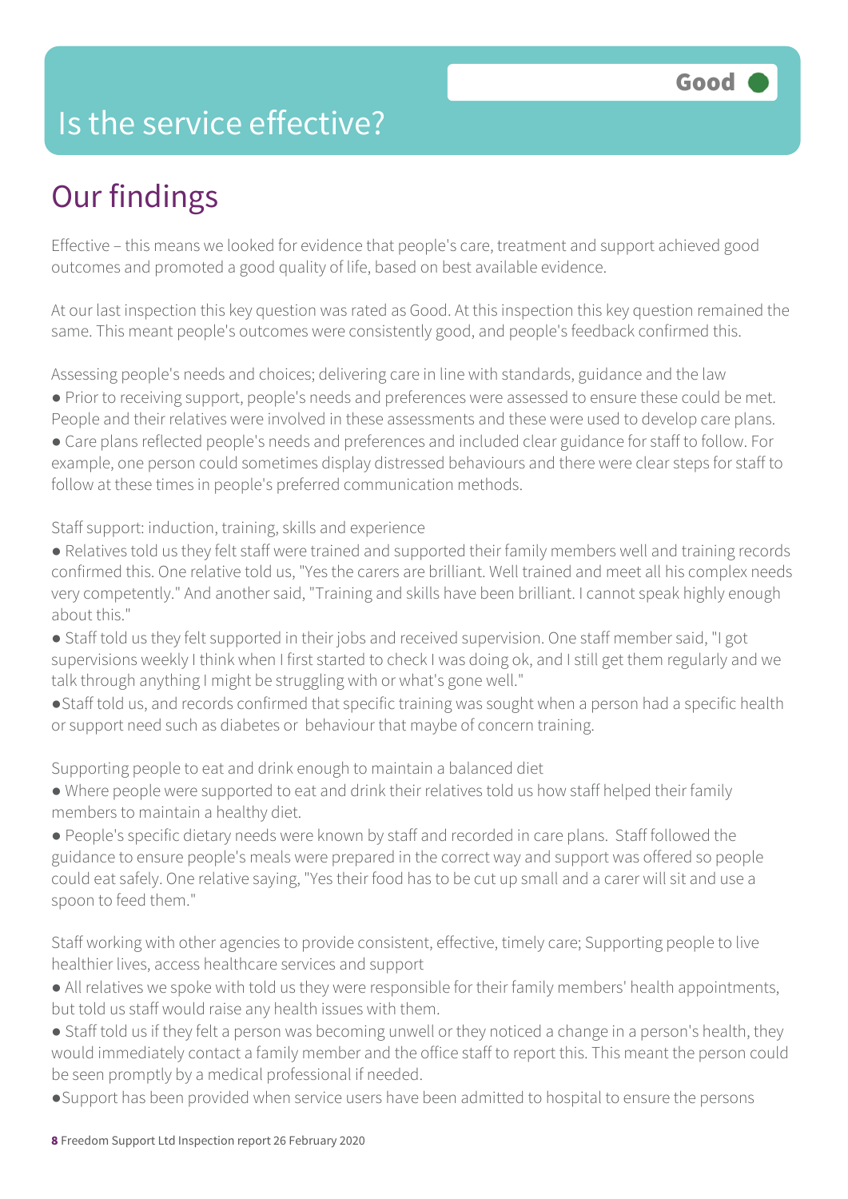# Is the service effective?

Good

## Our findings

Effective – this means we looked for evidence that people's care, treatment and support achieved good outcomes and promoted a good quality of life, based on best available evidence.

At our last inspection this key question was rated as Good. At this inspection this key question remained the same. This meant people's outcomes were consistently good, and people's feedback confirmed this.

Assessing people's needs and choices; delivering care in line with standards, guidance and the law

- Prior to receiving support, people's needs and preferences were assessed to ensure these could be met. People and their relatives were involved in these assessments and these were used to develop care plans.
- Care plans reflected people's needs and preferences and included clear guidance for staff to follow. For example, one person could sometimes display distressed behaviours and there were clear steps for staff to follow at these times in people's preferred communication methods.

Staff support: induction, training, skills and experience

- Relatives told us they felt staff were trained and supported their family members well and training records confirmed this. One relative told us, "Yes the carers are brilliant. Well trained and meet all his complex needs very competently." And another said, "Training and skills have been brilliant. I cannot speak highly enough about this."
- Staff told us they felt supported in their jobs and received supervision. One staff member said, "I got supervisions weekly I think when I first started to check I was doing ok, and I still get them regularly and we talk through anything I might be struggling with or what's gone well."
- Staff told us, and records confirmed that specific training was sought when a person had a specific health or support need such as diabetes or behaviour that maybe of concern training.

Supporting people to eat and drink enough to maintain a balanced diet

- Where people were supported to eat and drink their relatives told us how staff helped their family members to maintain a healthy diet.
- People's specific dietary needs were known by staff and recorded in care plans. Staff followed the guidance to ensure people's meals were prepared in the correct way and support was offered so people could eat safely. One relative saying, "Yes their food has to be cut up small and a carer will sit and use a spoon to feed them."

Staff working with other agencies to provide consistent, effective, timely care; Supporting people to live healthier lives, access healthcare services and support

- All relatives we spoke with told us they were responsible for their family members' health appointments, but told us staff would raise any health issues with them.
- Staff told us if they felt a person was becoming unwell or they noticed a change in a person's health, they would immediately contact a family member and the office staff to report this. This meant the person could be seen promptly by a medical professional if needed.
- Support has been provided when service users have been admitted to hospital to ensure the persons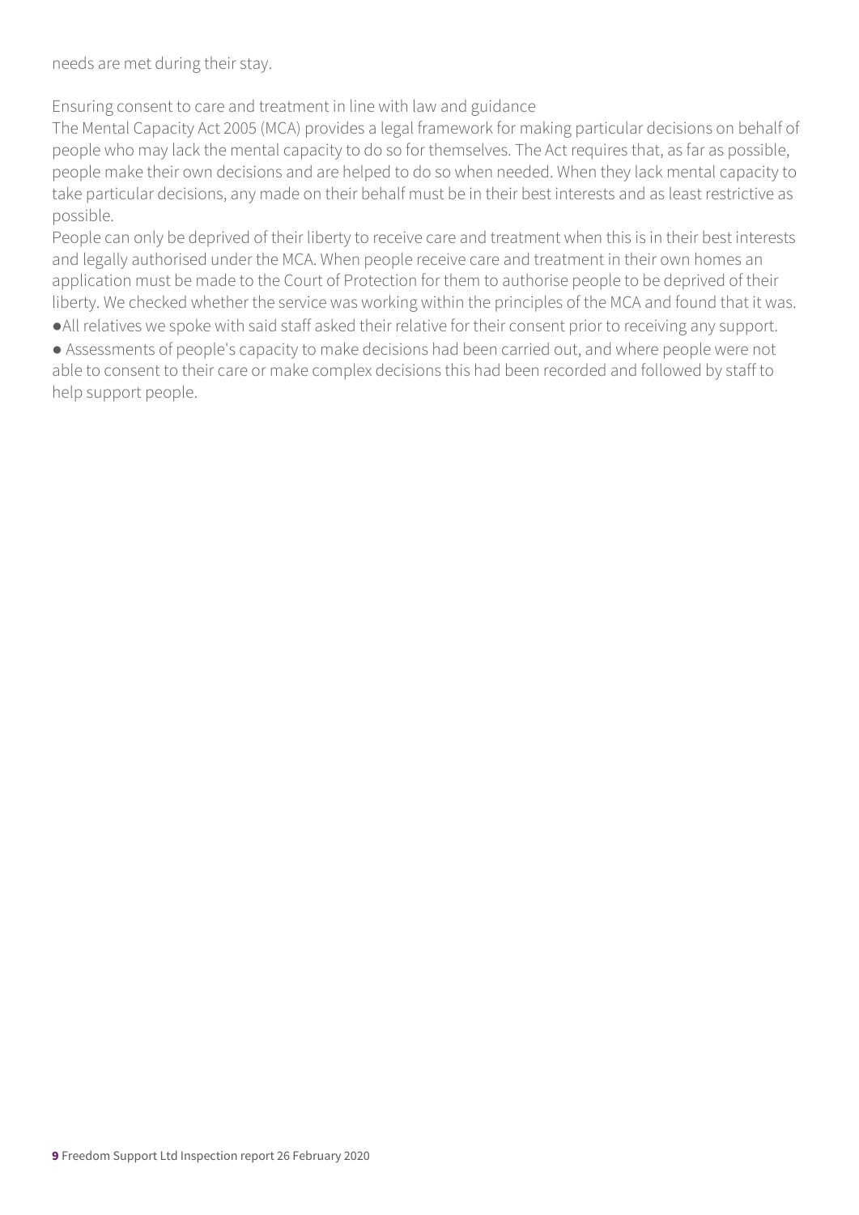needs are met during their stay.

Ensuring consent to care and treatment in line with law and guidance

The Mental Capacity Act 2005 (MCA) provides a legal framework for making particular decisions on behalf of people who may lack the mental capacity to do so for themselves. The Act requires that, as far as possible, people make their own decisions and are helped to do so when needed. When they lack mental capacity to take particular decisions, any made on their behalf must be in their best interests and as least restrictive as possible.

People can only be deprived of their liberty to receive care and treatment when this is in their best interests and legally authorised under the MCA. When people receive care and treatment in their own homes an application must be made to the Court of Protection for them to authorise people to be deprived of their liberty. We checked whether the service was working within the principles of the MCA and found that it was.

- All relatives we spoke with said staff asked their relative for their consent prior to receiving any support.
- Assessments of people's capacity to make decisions had been carried out, and where people were not able to consent to their care or make complex decisions this had been recorded and followed by staff to help support people.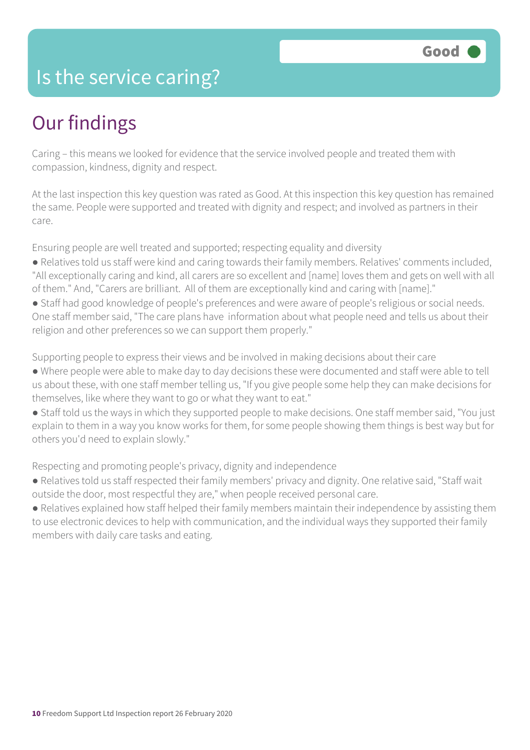# Is the service caring?

Good

## Our findings

Caring – this means we looked for evidence that the service involved people and treated them with compassion, kindness, dignity and respect.

At the last inspection this key question was rated as Good. At this inspection this key question has remained the same. People were supported and treated with dignity and respect; and involved as partners in their care.

Ensuring people are well treated and supported; respecting equality and diversity

- Relatives told us staff were kind and caring towards their family members. Relatives' comments included, "All exceptionally caring and kind, all carers are so excellent and [name] loves them and gets on well with all of them." And, "Carers are brilliant. All of them are exceptionally kind and caring with [name]."
- Staff had good knowledge of people's preferences and were aware of people's religious or social needs. One staff member said, "The care plans have information about what people need and tells us about their religion and other preferences so we can support them properly."

Supporting people to express their views and be involved in making decisions about their care

- Where people were able to make day to day decisions these were documented and staff were able to tell us about these, with one staff member telling us, "If you give people some help they can make decisions for themselves, like where they want to go or what they want to eat."
- Staff told us the ways in which they supported people to make decisions. One staff member said, "You just explain to them in a way you know works for them, for some people showing them things is best way but for others you'd need to explain slowly."

Respecting and promoting people's privacy, dignity and independence

- Relatives told us staff respected their family members' privacy and dignity. One relative said, "Staff wait outside the door, most respectful they are," when people received personal care.
- Relatives explained how staff helped their family members maintain their independence by assisting them to use electronic devices to help with communication, and the individual ways they supported their family members with daily care tasks and eating.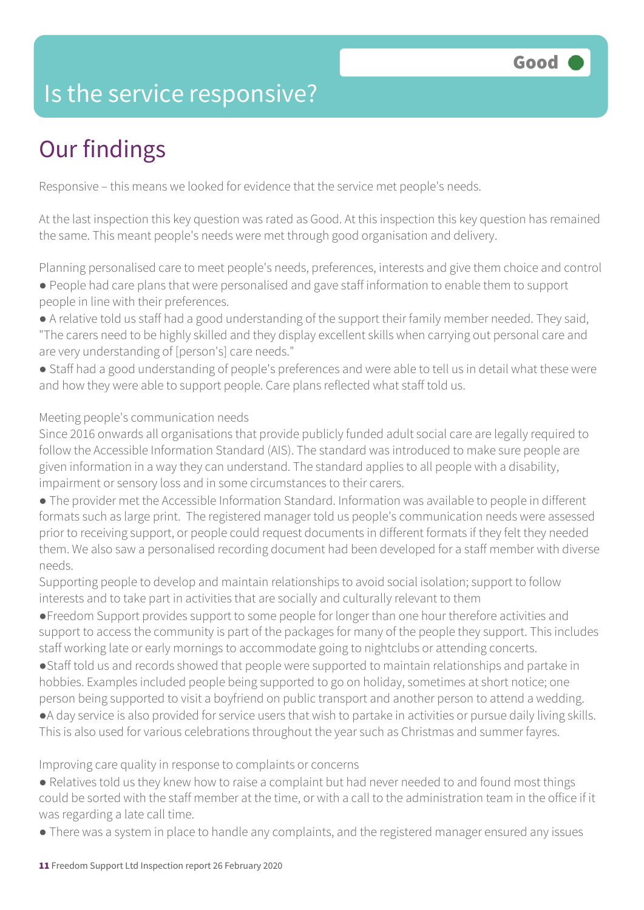# Is the service responsive?

**Good**

## Our findings

Responsive – this means we looked for evidence that the service met people's needs.

At the last inspection this key question was rated as Good. At this inspection this key question has remained the same. This meant people's needs were met through good organisation and delivery.

Planning personalised care to meet people's needs, preferences, interests and give them choice and control

- People had care plans that were personalised and gave staff information to enable them to support people in line with their preferences.
- A relative told us staff had a good understanding of the support their family member needed. They said, "The carers need to be highly skilled and they display excellent skills when carrying out personal care and are very understanding of [person's] care needs."
- Staff had a good understanding of people's preferences and were able to tell us in detail what these were and how they were able to support people. Care plans reflected what staff told us.

Meeting people's communication needs

Since 2016 onwards all organisations that provide publicly funded adult social care are legally required to follow the Accessible Information Standard (AIS). The standard was introduced to make sure people are given information in a way they can understand. The standard applies to all people with a disability, impairment or sensory loss and in some circumstances to their carers.

- The provider met the Accessible Information Standard. Information was available to people in different formats such as large print. The registered manager told us people's communication needs were assessed prior to receiving support, or people could request documents in different formats if they felt they needed them. We also saw a personalised recording document had been developed for a staff member with diverse needs.

Supporting people to develop and maintain relationships to avoid social isolation; support to follow interests and to take part in activities that are socially and culturally relevant to them

- Freedom Support provides support to some people for longer than one hour therefore activities and support to access the community is part of the packages for many of the people they support. This includes staff working late or early mornings to accommodate going to nightclubs or attending concerts.
- Staff told us and records showed that people were supported to maintain relationships and partake in hobbies. Examples included people being supported to go on holiday, sometimes at short notice; one person being supported to visit a boyfriend on public transport and another person to attend a wedding.
- A day service is also provided for service users that wish to partake in activities or pursue daily living skills. This is also used for various celebrations throughout the year such as Christmas and summer fayres.

Improving care quality in response to complaints or concerns

- Relatives told us they knew how to raise a complaint but had never needed to and found most things could be sorted with the staff member at the time, or with a call to the administration team in the office if it was regarding a late call time.
- There was a system in place to handle any complaints, and the registered manager ensured any issues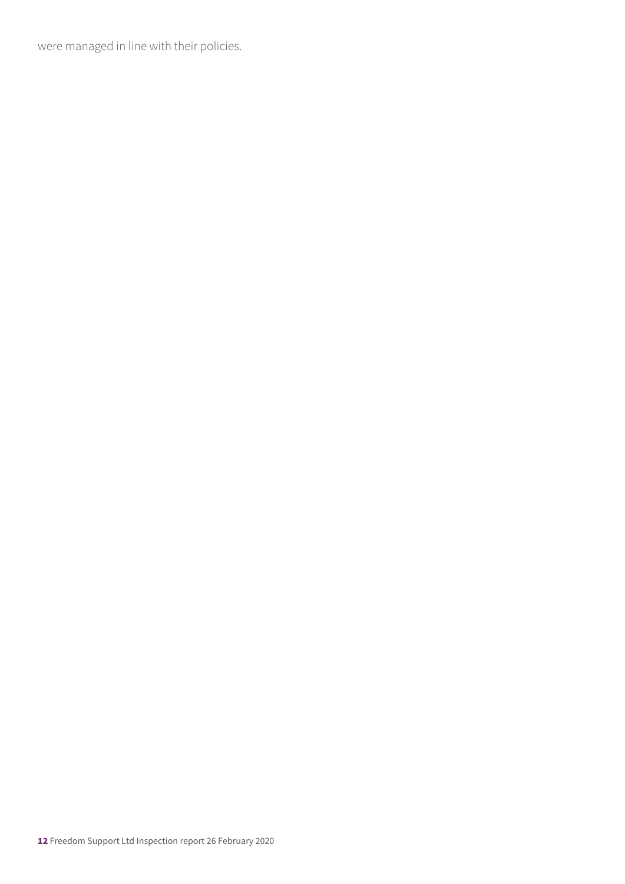were managed in line with their policies.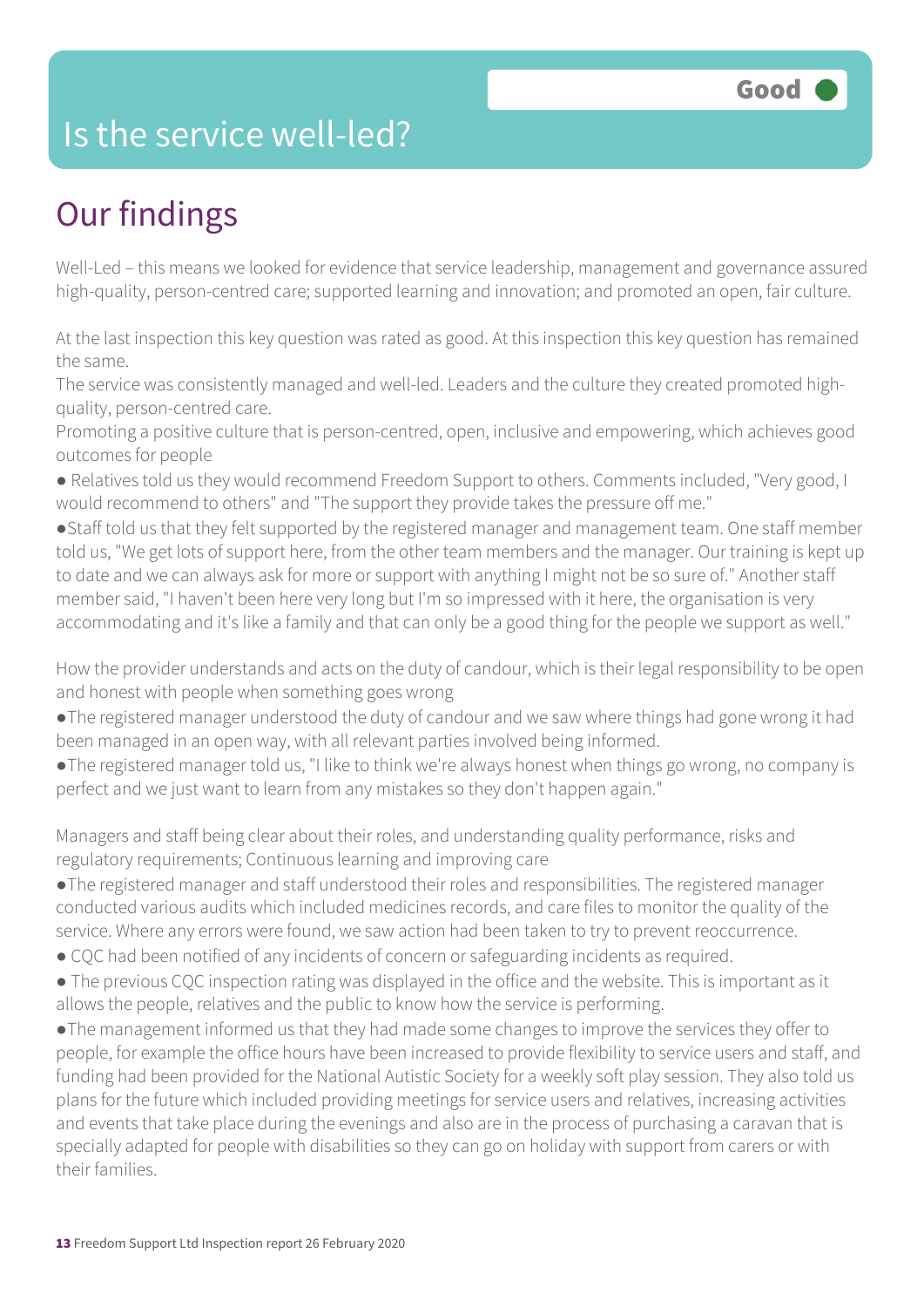# Is the service well-led?

**Good**

## Our findings

Well-Led – this means we looked for evidence that service leadership, management and governance assured high-quality, person-centred care; supported learning and innovation; and promoted an open, fair culture.

At the last inspection this key question was rated as good. At this inspection this key question has remained the same.

The service was consistently managed and well-led. Leaders and the culture they created promoted high-quality, person-centred care.

Promoting a positive culture that is person-centred, open, inclusive and empowering, which achieves good outcomes for people

- Relatives told us they would recommend Freedom Support to others. Comments included, "Very good, I would recommend to others" and "The support they provide takes the pressure off me."
- Staff told us that they felt supported by the registered manager and management team. One staff member told us, "We get lots of support here, from the other team members and the manager. Our training is kept up to date and we can always ask for more or support with anything I might not be so sure of." Another staff member said, "I haven't been here very long but I'm so impressed with it here, the organisation is very accommodating and it's like a family and that can only be a good thing for the people we support as well."

How the provider understands and acts on the duty of candour, which is their legal responsibility to be open and honest with people when something goes wrong

- The registered manager understood the duty of candour and we saw where things had gone wrong it had been managed in an open way, with all relevant parties involved being informed.
- The registered manager told us, "I like to think we're always honest when things go wrong, no company is perfect and we just want to learn from any mistakes so they don't happen again."

Managers and staff being clear about their roles, and understanding quality performance, risks and regulatory requirements; Continuous learning and improving care

- The registered manager and staff understood their roles and responsibilities. The registered manager conducted various audits which included medicines records, and care files to monitor the quality of the service. Where any errors were found, we saw action had been taken to try to prevent reoccurrence.
- CQC had been notified of any incidents of concern or safeguarding incidents as required.
- The previous CQC inspection rating was displayed in the office and the website. This is important as it allows the people, relatives and the public to know how the service is performing.
- The management informed us that they had made some changes to improve the services they offer to people, for example the office hours have been increased to provide flexibility to service users and staff, and funding had been provided for the National Autistic Society for a weekly soft play session. They also told us plans for the future which included providing meetings for service users and relatives, increasing activities and events that take place during the evenings and also are in the process of purchasing a caravan that is specially adapted for people with disabilities so they can go on holiday with support from carers or with their families.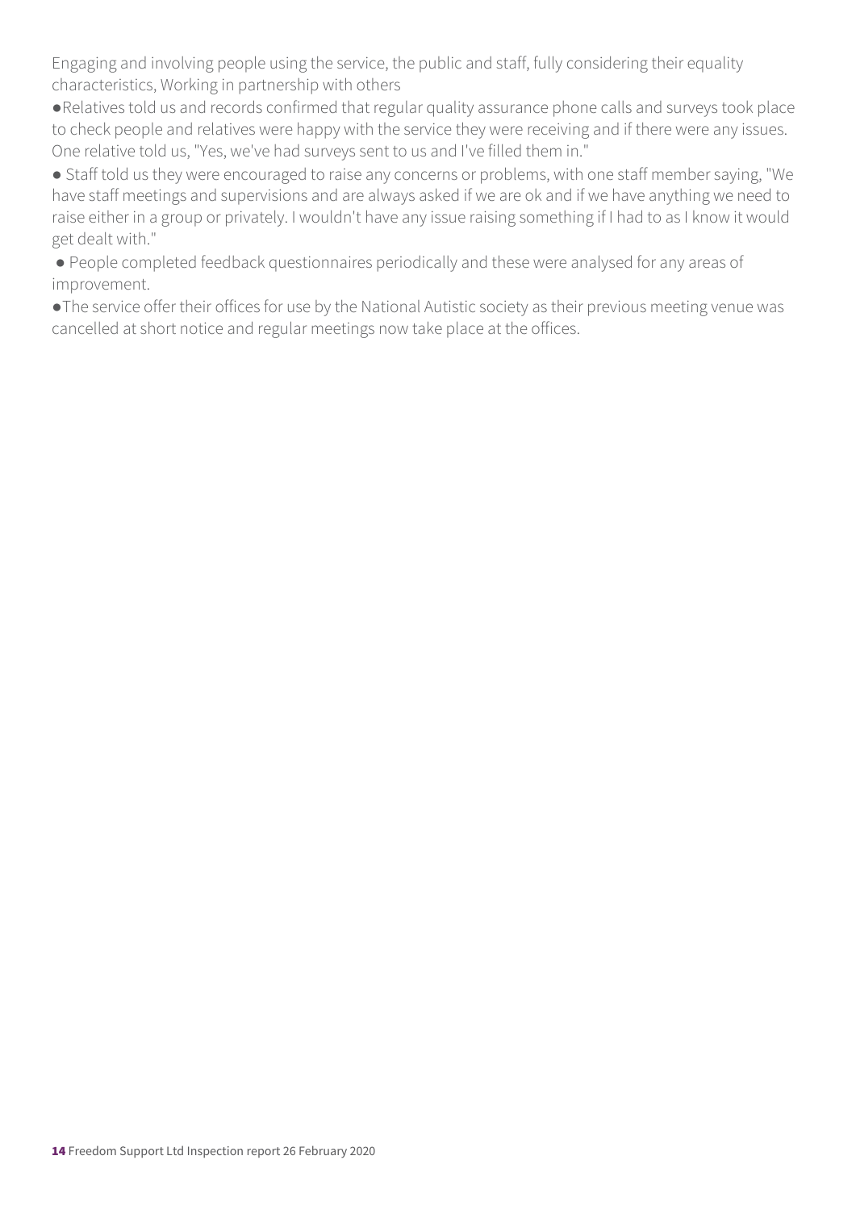Engaging and involving people using the service, the public and staff, fully considering their equality characteristics, Working in partnership with others

- Relatives told us and records confirmed that regular quality assurance phone calls and surveys took place to check people and relatives were happy with the service they were receiving and if there were any issues. One relative told us, "Yes, we've had surveys sent to us and I've filled them in."
- Staff told us they were encouraged to raise any concerns or problems, with one staff member saying, "We have staff meetings and supervisions and are always asked if we are ok and if we have anything we need to raise either in a group or privately. I wouldn't have any issue raising something if I had to as I know it would get dealt with."
- People completed feedback questionnaires periodically and these were analysed for any areas of improvement.
- The service offer their offices for use by the National Autistic society as their previous meeting venue was cancelled at short notice and regular meetings now take place at the offices.